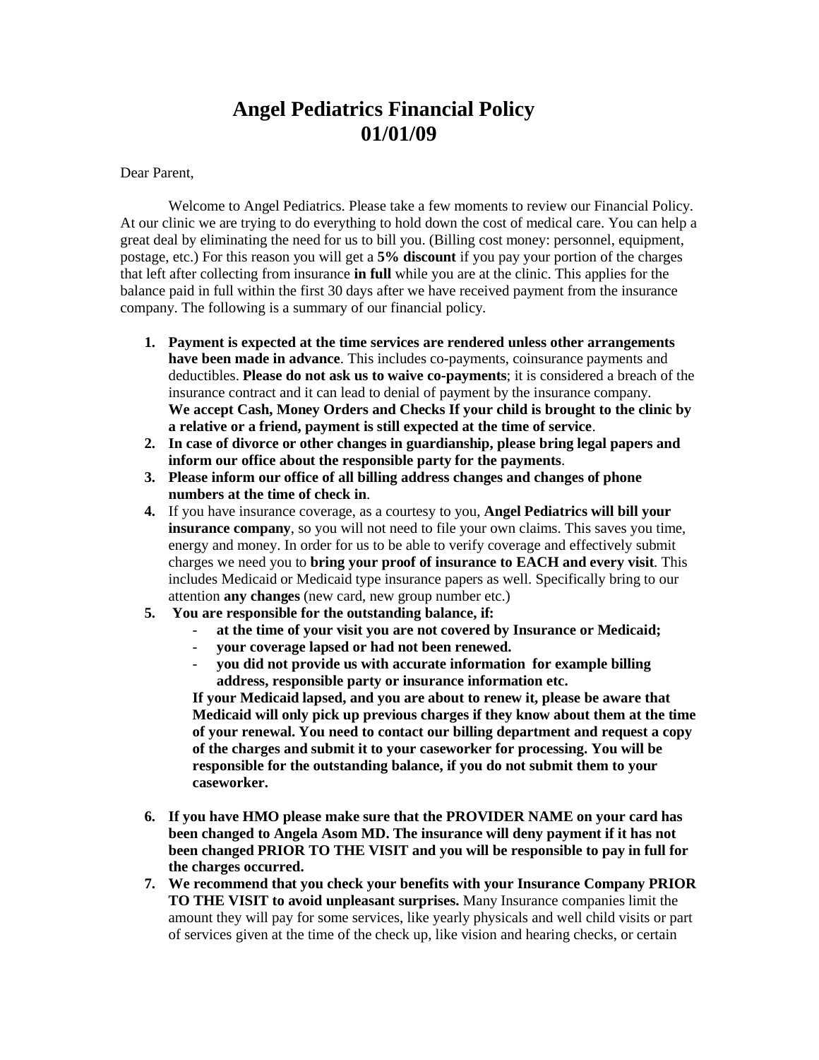# Angel Pediatrics Financial Policy
# 01/01/09

Dear Parent,

Welcome to Angel Pediatrics. Please take a few moments to review our Financial Policy. At our clinic we are trying to do everything to hold down the cost of medical care. You can help a great deal by eliminating the need for us to bill you. (Billing cost money: personnel, equipment, postage, etc.) For this reason you will get a **5% discount** if you pay your portion of the charges that left after collecting from insurance **in full** while you are at the clinic. This applies for the balance paid in full within the first 30 days after we have received payment from the insurance company. The following is a summary of our financial policy.

1. **Payment is expected at the time services are rendered unless other arrangements have been made in advance**. This includes co-payments, coinsurance payments and deductibles. **Please do not ask us to waive co-payments**; it is considered a breach of the insurance contract and it can lead to denial of payment by the insurance company. **We accept Cash, Money Orders and Checks If your child is brought to the clinic by a relative or a friend, payment is still expected at the time of service**.
2. **In case of divorce or other changes in guardianship, please bring legal papers and inform our office about the responsible party for the payments**.
3. **Please inform our office of all billing address changes and changes of phone numbers at the time of check in**.
4. If you have insurance coverage, as a courtesy to you, **Angel Pediatrics will bill your insurance company**, so you will not need to file your own claims. This saves you time, energy and money. In order for us to be able to verify coverage and effectively submit charges we need you to **bring your proof of insurance to EACH and every visit**. This includes Medicaid or Medicaid type insurance papers as well. Specifically bring to our attention **any changes** (new card, new group number etc.)
5. **You are responsible for the outstanding balance, if:**
   - **at the time of your visit you are not covered by Insurance or Medicaid;**
   - **your coverage lapsed or had not been renewed.**
   - **you did not provide us with accurate information for example billing address, responsible party or insurance information etc.**

   **If your Medicaid lapsed, and you are about to renew it, please be aware that Medicaid will only pick up previous charges if they know about them at the time of your renewal. You need to contact our billing department and request a copy of the charges and submit it to your caseworker for processing. You will be responsible for the outstanding balance, if you do not submit them to your caseworker.**

6. **If you have HMO please make sure that the PROVIDER NAME on your card has been changed to Angela Asom MD. The insurance will deny payment if it has not been changed PRIOR TO THE VISIT and you will be responsible to pay in full for the charges occurred.**
7. **We recommend that you check your benefits with your Insurance Company PRIOR TO THE VISIT to avoid unpleasant surprises.** Many Insurance companies limit the amount they will pay for some services, like yearly physicals and well child visits or part of services given at the time of the check up, like vision and hearing checks, or certain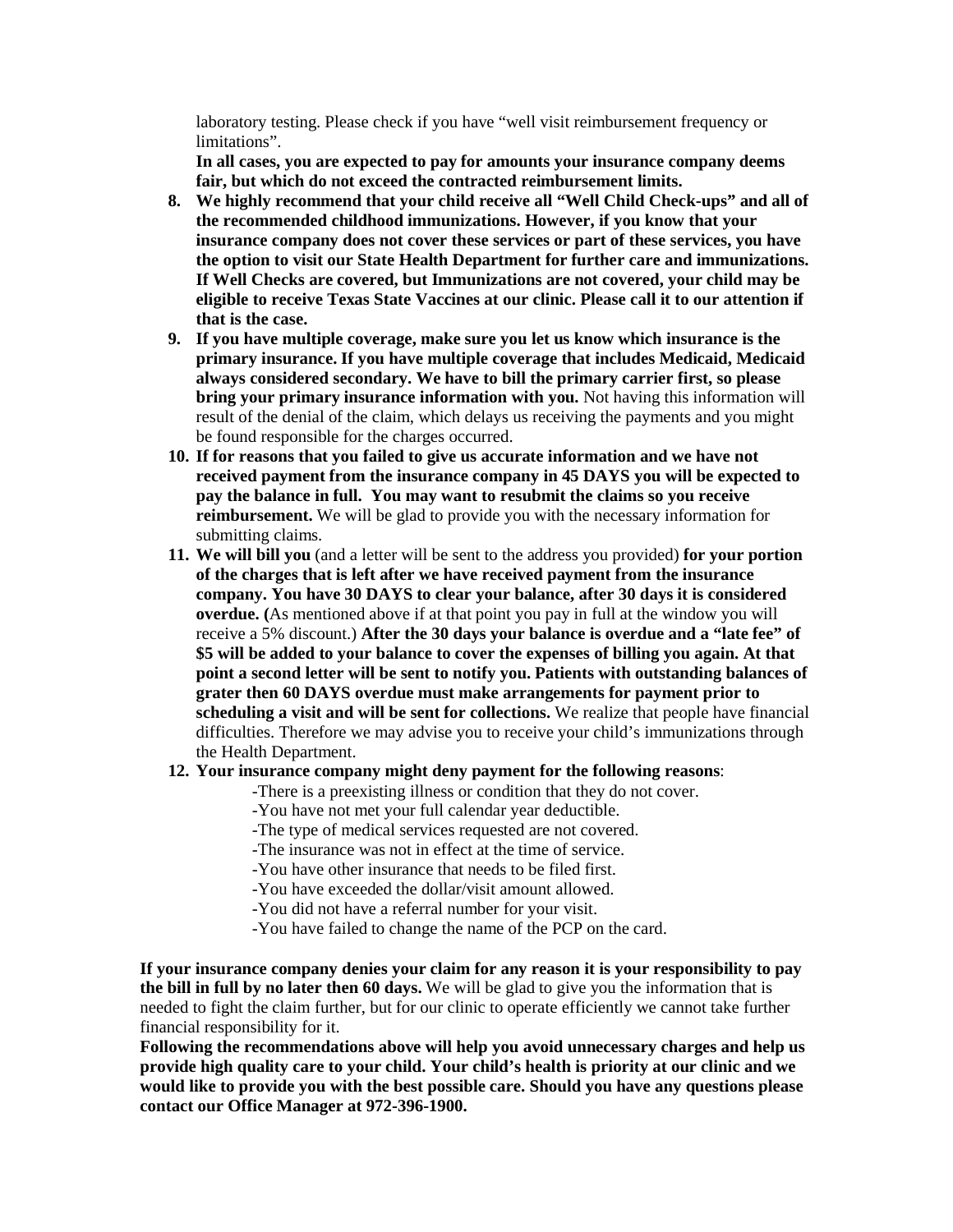laboratory testing. Please check if you have "well visit reimbursement frequency or limitations".

**In all cases, you are expected to pay for amounts your insurance company deems fair, but which do not exceed the contracted reimbursement limits.**

8. **We highly recommend that your child receive all "Well Child Check-ups" and all of the recommended childhood immunizations. However, if you know that your insurance company does not cover these services or part of these services, you have the option to visit our State Health Department for further care and immunizations. If Well Checks are covered, but Immunizations are not covered, your child may be eligible to receive Texas State Vaccines at our clinic. Please call it to our attention if that is the case.**
9. **If you have multiple coverage, make sure you let us know which insurance is the primary insurance. If you have multiple coverage that includes Medicaid, Medicaid always considered secondary. We have to bill the primary carrier first, so please bring your primary insurance information with you.** Not having this information will result of the denial of the claim, which delays us receiving the payments and you might be found responsible for the charges occurred.
10. **If for reasons that you failed to give us accurate information and we have not received payment from the insurance company in 45 DAYS you will be expected to pay the balance in full. You may want to resubmit the claims so you receive reimbursement.** We will be glad to provide you with the necessary information for submitting claims.
11. **We will bill you** (and a letter will be sent to the address you provided) **for your portion of the charges that is left after we have received payment from the insurance company. You have 30 DAYS to clear your balance, after 30 days it is considered overdue. (**As mentioned above if at that point you pay in full at the window you will receive a 5% discount.) **After the 30 days your balance is overdue and a "late fee" of $5 will be added to your balance to cover the expenses of billing you again. At that point a second letter will be sent to notify you. Patients with outstanding balances of grater then 60 DAYS overdue must make arrangements for payment prior to scheduling a visit and will be sent for collections.** We realize that people have financial difficulties. Therefore we may advise you to receive your child's immunizations through the Health Department.
12. **Your insurance company might deny payment for the following reasons**:
    - -There is a preexisting illness or condition that they do not cover.
    - -You have not met your full calendar year deductible.
    - -The type of medical services requested are not covered.
    - -The insurance was not in effect at the time of service.
    - -You have other insurance that needs to be filed first.
    - -You have exceeded the dollar/visit amount allowed.
    - -You did not have a referral number for your visit.
    - -You have failed to change the name of the PCP on the card.

**If your insurance company denies your claim for any reason it is your responsibility to pay the bill in full by no later then 60 days.** We will be glad to give you the information that is needed to fight the claim further, but for our clinic to operate efficiently we cannot take further financial responsibility for it.

**Following the recommendations above will help you avoid unnecessary charges and help us provide high quality care to your child. Your child's health is priority at our clinic and we would like to provide you with the best possible care. Should you have any questions please contact our Office Manager at 972-396-1900.**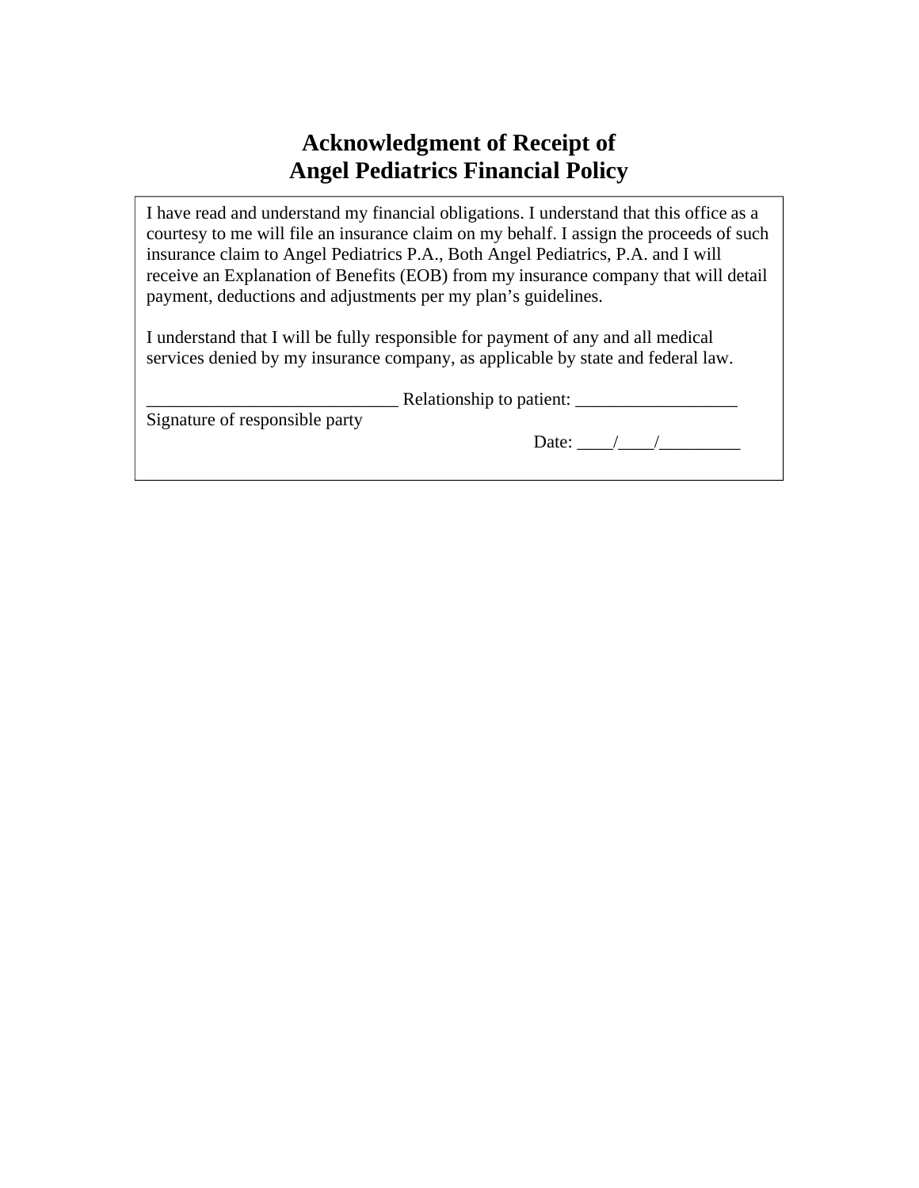# Acknowledgment of Receipt of Angel Pediatrics Financial Policy

I have read and understand my financial obligations. I understand that this office as a courtesy to me will file an insurance claim on my behalf. I assign the proceeds of such insurance claim to Angel Pediatrics P.A., Both Angel Pediatrics, P.A. and I will receive an Explanation of Benefits (EOB) from my insurance company that will detail payment, deductions and adjustments per my plan's guidelines.

I understand that I will be fully responsible for payment of any and all medical services denied by my insurance company, as applicable by state and federal law.

____________________________ Relationship to patient: __________________
Signature of responsible party

Date: ____/____/_________